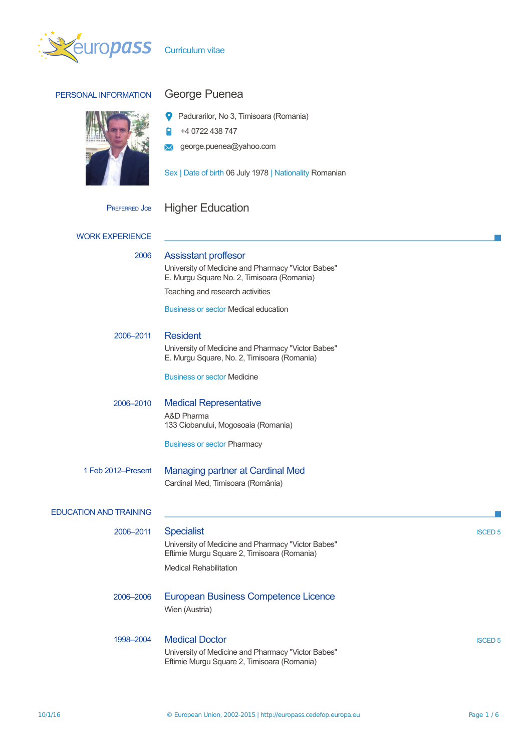europass Curriculum vitae

## PERSONAL INFORMATION

# George Puenea

Padurarilor, No 3, Timisoara (Romania)

+4 0722 438 747

george.puenea@yahoo.com

Sex | Date of birth 06 July 1978 | Nationality Romanian

**PREFERRED JOB** Higher Education

## WORK EXPERIENCE

**2006** — **Assisstant proffesor**

University of Medicine and Pharmacy "Victor Babes"
E. Murgu Square No. 2, Timisoara (Romania)

Teaching and research activities

Business or sector Medical education

**2006–2011** — **Resident**

University of Medicine and Pharmacy "Victor Babes"
E. Murgu Square, No. 2, Timisoara (Romania)

Business or sector Medicine

**2006–2010** — **Medical Representative**

A&D Pharma
133 Ciobanului, Mogosoaia (Romania)

Business or sector Pharmacy

**1 Feb 2012–Present** — **Managing partner at Cardinal Med**

Cardinal Med, Timisoara (România)

## EDUCATION AND TRAINING

**2006–2011** — **Specialist** (ISCED 5)

University of Medicine and Pharmacy "Victor Babes"
Eftimie Murgu Square 2, Timisoara (Romania)

Medical Rehabilitation

**2006–2006** — **European Business Competence Licence**

Wien (Austria)

**1998–2004** — **Medical Doctor** (ISCED 5)

University of Medicine and Pharmacy "Victor Babes"
Eftimie Murgu Square 2, Timisoara (Romania)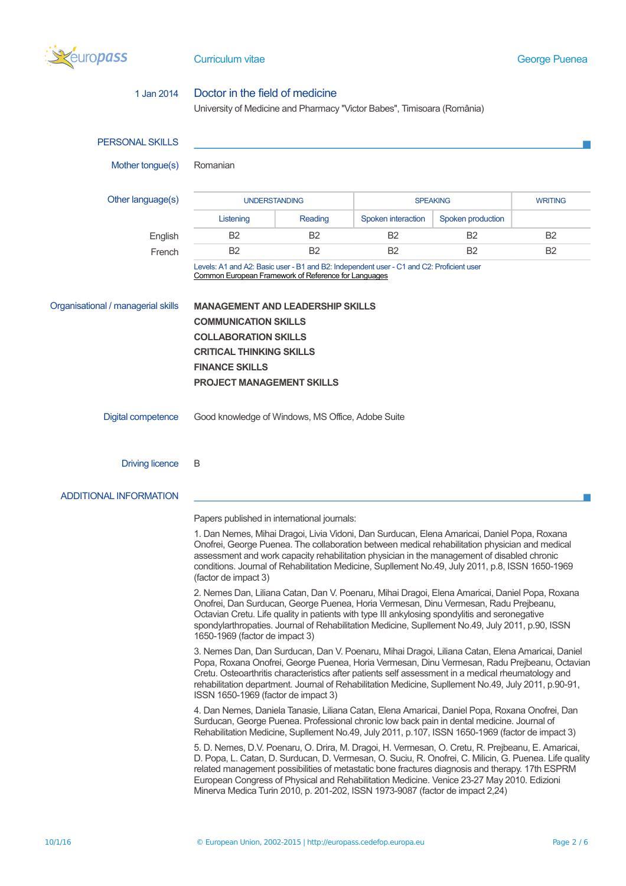1 Jan 2014

**Doctor in the field of medicine**

University of Medicine and Pharmacy "Victor Babes", Timisoara (România)

## PERSONAL SKILLS

**Mother tongue(s)**

Romanian

**Other language(s)**

| | UNDERSTANDING | | SPEAKING | | WRITING |
|---|---|---|---|---|---|
| | Listening | Reading | Spoken interaction | Spoken production | |
| English | B2 | B2 | B2 | B2 | B2 |
| French | B2 | B2 | B2 | B2 | B2 |

Levels: A1 and A2: Basic user - B1 and B2: Independent user - C1 and C2: Proficient user
Common European Framework of Reference for Languages

**Organisational / managerial skills**

MANAGEMENT AND LEADERSHIP SKILLS
COMMUNICATION SKILLS
COLLABORATION SKILLS
CRITICAL THINKING SKILLS
FINANCE SKILLS
PROJECT MANAGEMENT SKILLS

**Digital competence**

Good knowledge of Windows, MS Office, Adobe Suite

**Driving licence**

B

## ADDITIONAL INFORMATION

Papers published in international journals:

1. Dan Nemes, Mihai Dragoi, Livia Vidoni, Dan Surducan, Elena Amaricai, Daniel Popa, Roxana Onofrei, George Puenea. The collaboration between medical rehabilitation physician and medical assessment and work capacity rehabilitation physician in the management of disabled chronic conditions. Journal of Rehabilitation Medicine, Supllement No.49, July 2011, p.8, ISSN 1650-1969 (factor de impact 3)

2. Nemes Dan, Liliana Catan, Dan V. Poenaru, Mihai Dragoi, Elena Amaricai, Daniel Popa, Roxana Onofrei, Dan Surducan, George Puenea, Horia Vermesan, Dinu Vermesan, Radu Prejbeanu, Octavian Cretu. Life quality in patients with type III ankylosing spondylitis and seronegative spondylarthropaties. Journal of Rehabilitation Medicine, Supllement No.49, July 2011, p.90, ISSN 1650-1969 (factor de impact 3)

3. Nemes Dan, Dan Surducan, Dan V. Poenaru, Mihai Dragoi, Liliana Catan, Elena Amaricai, Daniel Popa, Roxana Onofrei, George Puenea, Horia Vermesan, Dinu Vermesan, Radu Prejbeanu, Octavian Cretu. Osteoarthritis characteristics after patients self assessment in a medical rheumatology and rehabilitation department. Journal of Rehabilitation Medicine, Supllement No.49, July 2011, p.90-91, ISSN 1650-1969 (factor de impact 3)

4. Dan Nemes, Daniela Tanasie, Liliana Catan, Elena Amaricai, Daniel Popa, Roxana Onofrei, Dan Surducan, George Puenea. Professional chronic low back pain in dental medicine. Journal of Rehabilitation Medicine, Supplement No.49, July 2011, p.107, ISSN 1650-1969 (factor de impact 3)

5. D. Nemes, D.V. Poenaru, O. Drira, M. Dragoi, H. Vermesan, O. Cretu, R. Prejbeanu, E. Amaricai, D. Popa, L. Catan, D. Surducan, D. Vermesan, O. Suciu, R. Onofrei, C. Milicin, G. Puenea. Life quality related management possibilities of metastatic bone fractures diagnosis and therapy. 17th ESPRM European Congress of Physical and Rehabilitation Medicine. Venice 23-27 May 2010. Edizioni Minerva Medica Turin 2010, p. 201-202, ISSN 1973-9087 (factor de impact 2,24)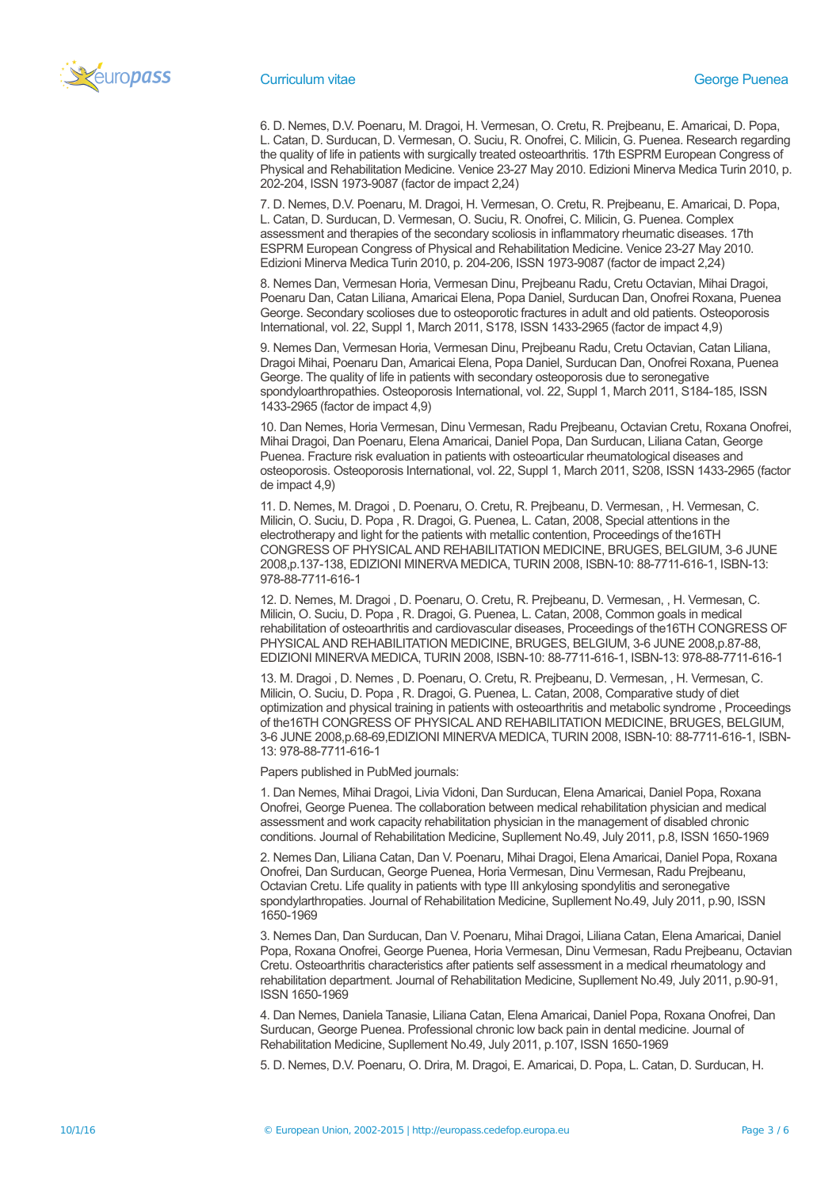6. D. Nemes, D.V. Poenaru, M. Dragoi, H. Vermesan, O. Cretu, R. Prejbeanu, E. Amaricai, D. Popa, L. Catan, D. Surducan, D. Vermesan, O. Suciu, R. Onofrei, C. Milicin, G. Puenea. Research regarding the quality of life in patients with surgically treated osteoarthritis. 17th ESPRM European Congress of Physical and Rehabilitation Medicine. Venice 23-27 May 2010. Edizioni Minerva Medica Turin 2010, p. 202-204, ISSN 1973-9087 (factor de impact 2,24)

7. D. Nemes, D.V. Poenaru, M. Dragoi, H. Vermesan, O. Cretu, R. Prejbeanu, E. Amaricai, D. Popa, L. Catan, D. Surducan, D. Vermesan, O. Suciu, R. Onofrei, C. Milicin, G. Puenea. Complex assessment and therapies of the secondary scoliosis in inflammatory rheumatic diseases. 17th ESPRM European Congress of Physical and Rehabilitation Medicine. Venice 23-27 May 2010. Edizioni Minerva Medica Turin 2010, p. 204-206, ISSN 1973-9087 (factor de impact 2,24)

8. Nemes Dan, Vermesan Horia, Vermesan Dinu, Prejbeanu Radu, Cretu Octavian, Mihai Dragoi, Poenaru Dan, Catan Liliana, Amaricai Elena, Popa Daniel, Surducan Dan, Onofrei Roxana, Puenea George. Secondary scolioses due to osteoporotic fractures in adult and old patients. Osteoporosis International, vol. 22, Suppl 1, March 2011, S178, ISSN 1433-2965 (factor de impact 4,9)

9. Nemes Dan, Vermesan Horia, Vermesan Dinu, Prejbeanu Radu, Cretu Octavian, Catan Liliana, Dragoi Mihai, Poenaru Dan, Amaricai Elena, Popa Daniel, Surducan Dan, Onofrei Roxana, Puenea George. The quality of life in patients with secondary osteoporosis due to seronegative spondyloarthropathies. Osteoporosis International, vol. 22, Suppl 1, March 2011, S184-185, ISSN 1433-2965 (factor de impact 4,9)

10. Dan Nemes, Horia Vermesan, Dinu Vermesan, Radu Prejbeanu, Octavian Cretu, Roxana Onofrei, Mihai Dragoi, Dan Poenaru, Elena Amaricai, Daniel Popa, Dan Surducan, Liliana Catan, George Puenea. Fracture risk evaluation in patients with osteoarticular rheumatological diseases and osteoporosis. Osteoporosis International, vol. 22, Suppl 1, March 2011, S208, ISSN 1433-2965 (factor de impact 4,9)

11. D. Nemes, M. Dragoi , D. Poenaru, O. Cretu, R. Prejbeanu, D. Vermesan, , H. Vermesan, C. Milicin, O. Suciu, D. Popa , R. Dragoi, G. Puenea, L. Catan, 2008, Special attentions in the electrotherapy and light for the patients with metallic contention, Proceedings of the16TH CONGRESS OF PHYSICAL AND REHABILITATION MEDICINE, BRUGES, BELGIUM, 3-6 JUNE 2008,p.137-138, EDIZIONI MINERVA MEDICA, TURIN 2008, ISBN-10: 88-7711-616-1, ISBN-13: 978-88-7711-616-1

12. D. Nemes, M. Dragoi , D. Poenaru, O. Cretu, R. Prejbeanu, D. Vermesan, , H. Vermesan, C. Milicin, O. Suciu, D. Popa , R. Dragoi, G. Puenea, L. Catan, 2008, Common goals in medical rehabilitation of osteoarthritis and cardiovascular diseases, Proceedings of the16TH CONGRESS OF PHYSICAL AND REHABILITATION MEDICINE, BRUGES, BELGIUM, 3-6 JUNE 2008,p.87-88, EDIZIONI MINERVA MEDICA, TURIN 2008, ISBN-10: 88-7711-616-1, ISBN-13: 978-88-7711-616-1

13. M. Dragoi , D. Nemes , D. Poenaru, O. Cretu, R. Prejbeanu, D. Vermesan, , H. Vermesan, C. Milicin, O. Suciu, D. Popa , R. Dragoi, G. Puenea, L. Catan, 2008, Comparative study of diet optimization and physical training in patients with osteoarthritis and metabolic syndrome , Proceedings of the16TH CONGRESS OF PHYSICAL AND REHABILITATION MEDICINE, BRUGES, BELGIUM, 3-6 JUNE 2008,p.68-69,EDIZIONI MINERVA MEDICA, TURIN 2008, ISBN-10: 88-7711-616-1, ISBN-13: 978-88-7711-616-1

Papers published in PubMed journals:

1. Dan Nemes, Mihai Dragoi, Livia Vidoni, Dan Surducan, Elena Amaricai, Daniel Popa, Roxana Onofrei, George Puenea. The collaboration between medical rehabilitation physician and medical assessment and work capacity rehabilitation physician in the management of disabled chronic conditions. Journal of Rehabilitation Medicine, Supllement No.49, July 2011, p.8, ISSN 1650-1969

2. Nemes Dan, Liliana Catan, Dan V. Poenaru, Mihai Dragoi, Elena Amaricai, Daniel Popa, Roxana Onofrei, Dan Surducan, George Puenea, Horia Vermesan, Dinu Vermesan, Radu Prejbeanu, Octavian Cretu. Life quality in patients with type III ankylosing spondylitis and seronegative spondylarthropathies. Journal of Rehabilitation Medicine, Supllement No.49, July 2011, p.90, ISSN 1650-1969

3. Nemes Dan, Dan Surducan, Dan V. Poenaru, Mihai Dragoi, Liliana Catan, Elena Amaricai, Daniel Popa, Roxana Onofrei, George Puenea, Horia Vermesan, Dinu Vermesan, Radu Prejbeanu, Octavian Cretu. Osteoarthritis characteristics after patients self assessment in a medical rheumatology and rehabilitation department. Journal of Rehabilitation Medicine, Supllement No.49, July 2011, p.90-91, ISSN 1650-1969

4. Dan Nemes, Daniela Tanasie, Liliana Catan, Elena Amaricai, Daniel Popa, Roxana Onofrei, Dan Surducan, George Puenea. Professional chronic low back pain in dental medicine. Journal of Rehabilitation Medicine, Supllement No.49, July 2011, p.107, ISSN 1650-1969

5. D. Nemes, D.V. Poenaru, O. Drira, M. Dragoi, E. Amaricai, D. Popa, L. Catan, D. Surducan, H.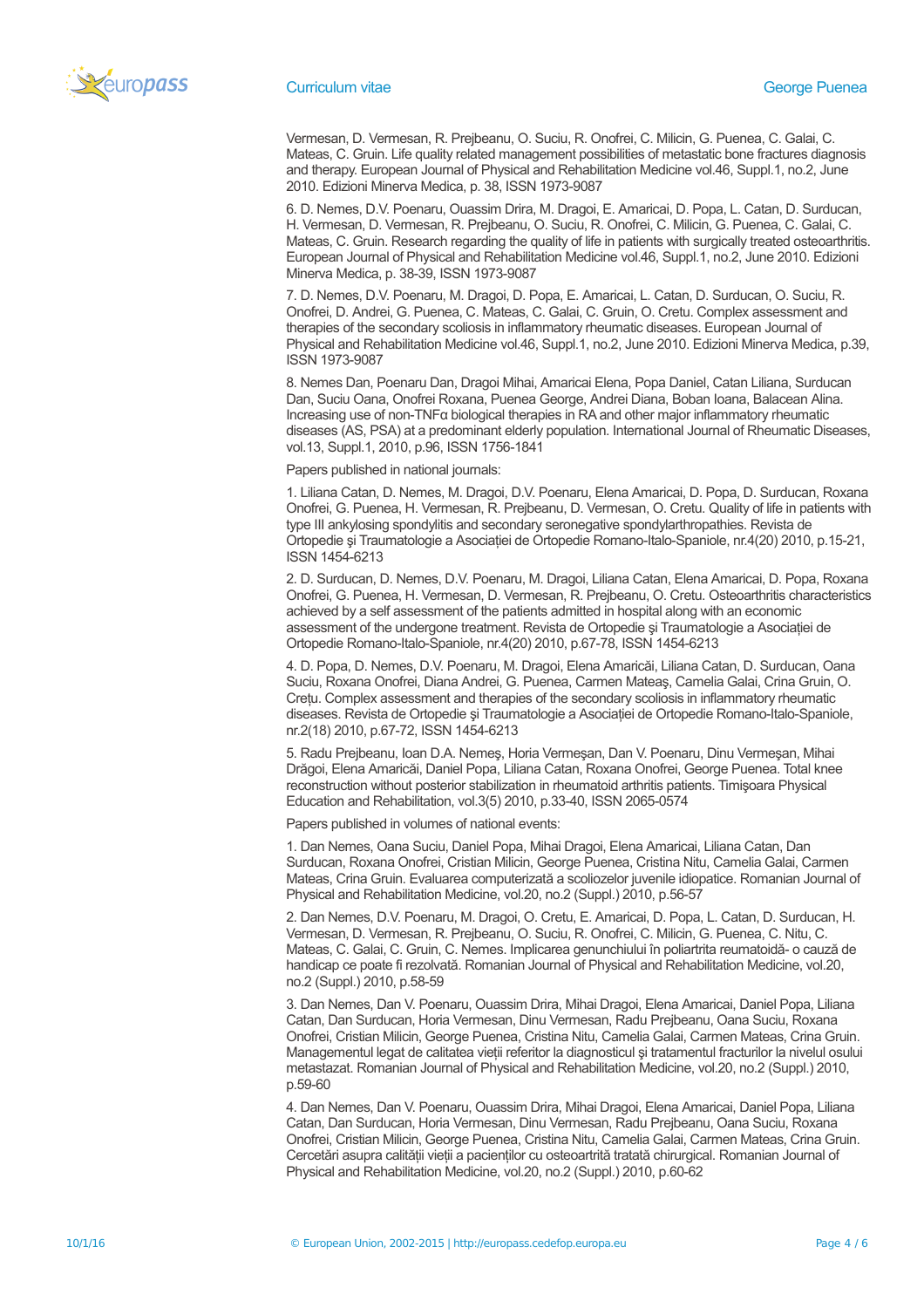Vermesan, D. Vermesan, R. Prejbeanu, O. Suciu, R. Onofrei, C. Milicin, G. Puenea, C. Galai, C. Mateas, C. Gruin. Life quality related management possibilities of metastatic bone fractures diagnosis and therapy. European Journal of Physical and Rehabilitation Medicine vol.46, Suppl.1, no.2, June 2010. Edizioni Minerva Medica, p. 38, ISSN 1973-9087

6. D. Nemes, D.V. Poenaru, Ouassim Drira, M. Dragoi, E. Amaricai, D. Popa, L. Catan, D. Surducan, H. Vermesan, D. Vermesan, R. Prejbeanu, O. Suciu, R. Onofrei, C. Milicin, G. Puenea, C. Galai, C. Mateas, C. Gruin. Research regarding the quality of life in patients with surgically treated osteoarthritis. European Journal of Physical and Rehabilitation Medicine vol.46, Suppl.1, no.2, June 2010. Edizioni Minerva Medica, p. 38-39, ISSN 1973-9087

7. D. Nemes, D.V. Poenaru, M. Dragoi, D. Popa, E. Amaricai, L. Catan, D. Surducan, O. Suciu, R. Onofrei, D. Andrei, G. Puenea, C. Mateas, C. Galai, C. Gruin, O. Cretu. Complex assessment and therapies of the secondary scoliosis in inflammatory rheumatic diseases. European Journal of Physical and Rehabilitation Medicine vol.46, Suppl.1, no.2, June 2010. Edizioni Minerva Medica, p.39, ISSN 1973-9087

8. Nemes Dan, Poenaru Dan, Dragoi Mihai, Amaricai Elena, Popa Daniel, Catan Liliana, Surducan Dan, Suciu Oana, Onofrei Roxana, Puenea George, Andrei Diana, Boban Ioana, Balacean Alina. Increasing use of non-TNFα biological therapies in RA and other major inflammatory rheumatic diseases (AS, PSA) at a predominant elderly population. International Journal of Rheumatic Diseases, vol.13, Suppl.1, 2010, p.96, ISSN 1756-1841

Papers published in national journals:

1. Liliana Catan, D. Nemes, M. Dragoi, D.V. Poenaru, Elena Amaricai, D. Popa, D. Surducan, Roxana Onofrei, G. Puenea, H. Vermesan, R. Prejbeanu, D. Vermesan, O. Cretu. Quality of life in patients with type III ankylosing spondylitis and secondary seronegative spondylarthropathies. Revista de Ortopedie şi Traumatologie a Asociației de Ortopedie Romano-Italo-Spaniole, nr.4(20) 2010, p.15-21, ISSN 1454-6213

2. D. Surducan, D. Nemes, D.V. Poenaru, M. Dragoi, Liliana Catan, Elena Amaricai, D. Popa, Roxana Onofrei, G. Puenea, H. Vermesan, D. Vermesan, R. Prejbeanu, O. Cretu. Osteoarthritis characteristics achieved by a self assessment of the patients admitted in hospital along with an economic assessment of the undergone treatment. Revista de Ortopedie şi Traumatologie a Asociației de Ortopedie Romano-Italo-Spaniole, nr.4(20) 2010, p.67-78, ISSN 1454-6213

4. D. Popa, D. Nemes, D.V. Poenaru, M. Dragoi, Elena Amaricăi, Liliana Catan, D. Surducan, Oana Suciu, Roxana Onofrei, Diana Andrei, G. Puenea, Carmen Mateaş, Camelia Galai, Crina Gruin, O. Crețu. Complex assessment and therapies of the secondary scoliosis in inflammatory rheumatic diseases. Revista de Ortopedie şi Traumatologie a Asociației de Ortopedie Romano-Italo-Spaniole, nr.2(18) 2010, p.67-72, ISSN 1454-6213

5. Radu Prejbeanu, Ioan D.A. Nemeş, Horia Vermeşan, Dan V. Poenaru, Dinu Vermeşan, Mihai Drăgoi, Elena Amaricăi, Daniel Popa, Liliana Catan, Roxana Onofrei, George Puenea. Total knee reconstruction without posterior stabilization in rheumatoid arthritis patients. Timişoara Physical Education and Rehabilitation, vol.3(5) 2010, p.33-40, ISSN 2065-0574

Papers published in volumes of national events:

1. Dan Nemes, Oana Suciu, Daniel Popa, Mihai Dragoi, Elena Amaricai, Liliana Catan, Dan Surducan, Roxana Onofrei, Cristian Milicin, George Puenea, Cristina Nitu, Camelia Galai, Carmen Mateas, Crina Gruin. Evaluarea computerizată a scoliozelor juvenile idiopatice. Romanian Journal of Physical and Rehabilitation Medicine, vol.20, no.2 (Suppl.) 2010, p.56-57

2. Dan Nemes, D.V. Poenaru, M. Dragoi, O. Cretu, E. Amaricai, D. Popa, L. Catan, D. Surducan, H. Vermesan, D. Vermesan, R. Prejbeanu, O. Suciu, R. Onofrei, C. Milicin, G. Puenea, C. Nitu, C. Mateas, C. Galai, C. Gruin, C. Nemes. Implicarea genunchiului în poliartrita reumatoidă- o cauză de handicap ce poate fi rezolvată. Romanian Journal of Physical and Rehabilitation Medicine, vol.20, no.2 (Suppl.) 2010, p.58-59

3. Dan Nemes, Dan V. Poenaru, Ouassim Drira, Mihai Dragoi, Elena Amaricai, Daniel Popa, Liliana Catan, Dan Surducan, Horia Vermesan, Dinu Vermesan, Radu Prejbeanu, Oana Suciu, Roxana Onofrei, Cristian Milicin, George Puenea, Cristina Nitu, Camelia Galai, Carmen Mateas, Crina Gruin. Managementul legat de calitatea vieții referitor la diagnosticul şi tratamentul fracturilor la nivelul osului metastazat. Romanian Journal of Physical and Rehabilitation Medicine, vol.20, no.2 (Suppl.) 2010, p.59-60

4. Dan Nemes, Dan V. Poenaru, Ouassim Drira, Mihai Dragoi, Elena Amaricai, Daniel Popa, Liliana Catan, Dan Surducan, Horia Vermesan, Dinu Vermesan, Radu Prejbeanu, Oana Suciu, Roxana Onofrei, Cristian Milicin, George Puenea, Cristina Nitu, Camelia Galai, Carmen Mateas, Crina Gruin. Cercetări asupra calității vieții a pacienților cu osteoartrită tratată chirurgical. Romanian Journal of Physical and Rehabilitation Medicine, vol.20, no.2 (Suppl.) 2010, p.60-62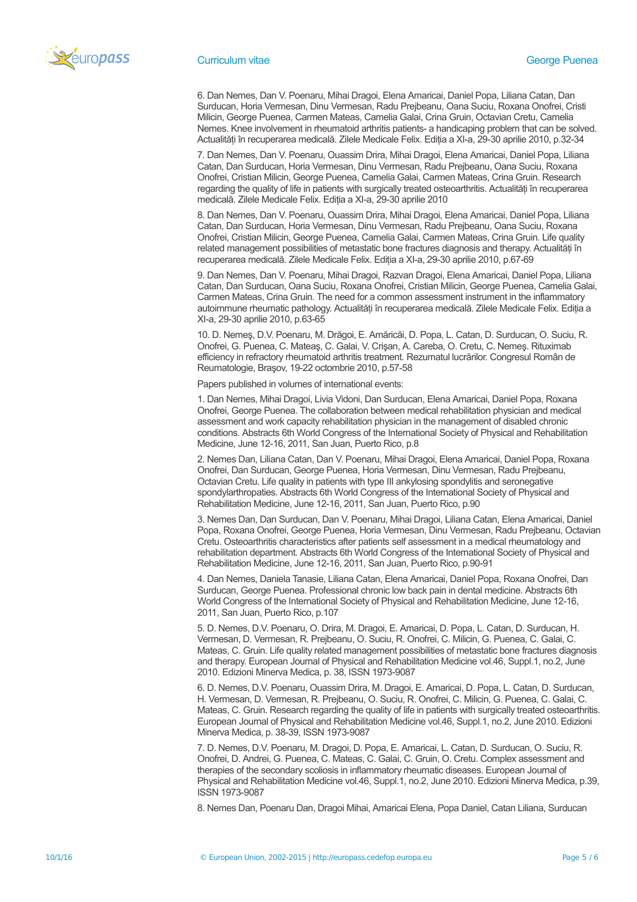6. Dan Nemes, Dan V. Poenaru, Mihai Dragoi, Elena Amaricai, Daniel Popa, Liliana Catan, Dan Surducan, Horia Vermesan, Dinu Vermesan, Radu Prejbeanu, Oana Suciu, Roxana Onofrei, Cristi Milicin, George Puenea, Carmen Mateas, Camelia Galai, Crina Gruin, Octavian Cretu, Camelia Nemes. Knee involvement in rheumatoid arthritis patients- a handicaping problem that can be solved. Actualități în recuperarea medicală. Zilele Medicale Felix. Ediția a XI-a, 29-30 aprilie 2010, p.32-34

7. Dan Nemes, Dan V. Poenaru, Ouassim Drira, Mihai Dragoi, Elena Amaricai, Daniel Popa, Liliana Catan, Dan Surducan, Horia Vermesan, Dinu Vermesan, Radu Prejbeanu, Oana Suciu, Roxana Onofrei, Cristian Milicin, George Puenea, Camelia Galai, Carmen Mateas, Crina Gruin. Research regarding the quality of life in patients with surgically treated osteoarthritis. Actualități în recuperarea medicală. Zilele Medicale Felix. Ediția a XI-a, 29-30 aprilie 2010

8. Dan Nemes, Dan V. Poenaru, Ouassim Drira, Mihai Dragoi, Elena Amaricai, Daniel Popa, Liliana Catan, Dan Surducan, Horia Vermesan, Dinu Vermesan, Radu Prejbeanu, Oana Suciu, Roxana Onofrei, Cristian Milicin, George Puenea, Camelia Galai, Carmen Mateas, Crina Gruin. Life quality related management possibilities of metastatic bone fractures diagnosis and therapy. Actualități în recuperarea medicală. Zilele Medicale Felix. Ediția a XI-a, 29-30 aprilie 2010, p.67-69

9. Dan Nemes, Dan V. Poenaru, Mihai Dragoi, Razvan Dragoi, Elena Amaricai, Daniel Popa, Liliana Catan, Dan Surducan, Oana Suciu, Roxana Onofrei, Cristian Milicin, George Puenea, Camelia Galai, Carmen Mateas, Crina Gruin. The need for a common assessment instrument in the inflammatory autoimmune rheumatic pathology. Actualități în recuperarea medicală. Zilele Medicale Felix. Ediția a XI-a, 29-30 aprilie 2010, p.63-65

10. D. Nemeş, D.V. Poenaru, M. Drăgoi, E. Amăricăi, D. Popa, L. Catan, D. Surducan, O. Suciu, R. Onofrei, G. Puenea, C. Mateaş, C. Galai, V. Crişan, A. Careba, O. Cretu, C. Nemeş. Rituximab efficiency in refractory rheumatoid arthritis treatment. Rezumatul lucrărilor. Congresul Român de Reumatologie, Braşov, 19-22 octombrie 2010, p.57-58

Papers published in volumes of international events:

1. Dan Nemes, Mihai Dragoi, Livia Vidoni, Dan Surducan, Elena Amaricai, Daniel Popa, Roxana Onofrei, George Puenea. The collaboration between medical rehabilitation physician and medical assessment and work capacity rehabilitation physician in the management of disabled chronic conditions. Abstracts 6th World Congress of the International Society of Physical and Rehabilitation Medicine, June 12-16, 2011, San Juan, Puerto Rico, p.8

2. Nemes Dan, Liliana Catan, Dan V. Poenaru, Mihai Dragoi, Elena Amaricai, Daniel Popa, Roxana Onofrei, Dan Surducan, George Puenea, Horia Vermesan, Dinu Vermesan, Radu Prejbeanu, Octavian Cretu. Life quality in patients with type III ankylosing spondylitis and seronegative spondylarthropaties. Abstracts 6th World Congress of the International Society of Physical and Rehabilitation Medicine, June 12-16, 2011, San Juan, Puerto Rico, p.90

3. Nemes Dan, Dan Surducan, Dan V. Poenaru, Mihai Dragoi, Liliana Catan, Elena Amaricai, Daniel Popa, Roxana Onofrei, George Puenea, Horia Vermesan, Dinu Vermesan, Radu Prejbeanu, Octavian Cretu. Osteoarthritis characteristics after patients self assessment in a medical rheumatology and rehabilitation department. Abstracts 6th World Congress of the International Society of Physical and Rehabilitation Medicine, June 12-16, 2011, San Juan, Puerto Rico, p.90-91

4. Dan Nemes, Daniela Tanasie, Liliana Catan, Elena Amaricai, Daniel Popa, Roxana Onofrei, Dan Surducan, George Puenea. Professional chronic low back pain in dental medicine. Abstracts 6th World Congress of the International Society of Physical and Rehabilitation Medicine, June 12-16, 2011, San Juan, Puerto Rico, p.107

5. D. Nemes, D.V. Poenaru, O. Drira, M. Dragoi, E. Amaricai, D. Popa, L. Catan, D. Surducan, H. Vermesan, D. Vermesan, R. Prejbeanu, O. Suciu, R. Onofrei, C. Milicin, G. Puenea, C. Galai, C. Mateas, C. Gruin. Life quality related management possibilities of metastatic bone fractures diagnosis and therapy. European Journal of Physical and Rehabilitation Medicine vol.46, Suppl.1, no.2, June 2010. Edizioni Minerva Medica, p. 38, ISSN 1973-9087

6. D. Nemes, D.V. Poenaru, Ouassim Drira, M. Dragoi, E. Amaricai, D. Popa, L. Catan, D. Surducan, H. Vermesan, D. Vermesan, R. Prejbeanu, O. Suciu, R. Onofrei, C. Milicin, G. Puenea, C. Galai, C. Mateas, C. Gruin. Research regarding the quality of life in patients with surgically treated osteoarthritis. European Journal of Physical and Rehabilitation Medicine vol.46, Suppl.1, no.2, June 2010. Edizioni Minerva Medica, p. 38-39, ISSN 1973-9087

7. D. Nemes, D.V. Poenaru, M. Dragoi, D. Popa, E. Amaricai, L. Catan, D. Surducan, O. Suciu, R. Onofrei, D. Andrei, G. Puenea, C. Mateas, C. Galai, C. Gruin, O. Cretu. Complex assessment and therapies of the secondary scoliosis in inflammatory rheumatic diseases. European Journal of Physical and Rehabilitation Medicine vol.46, Suppl.1, no.2, June 2010. Edizioni Minerva Medica, p.39, ISSN 1973-9087

8. Nemes Dan, Poenaru Dan, Dragoi Mihai, Amaricai Elena, Popa Daniel, Catan Liliana, Surducan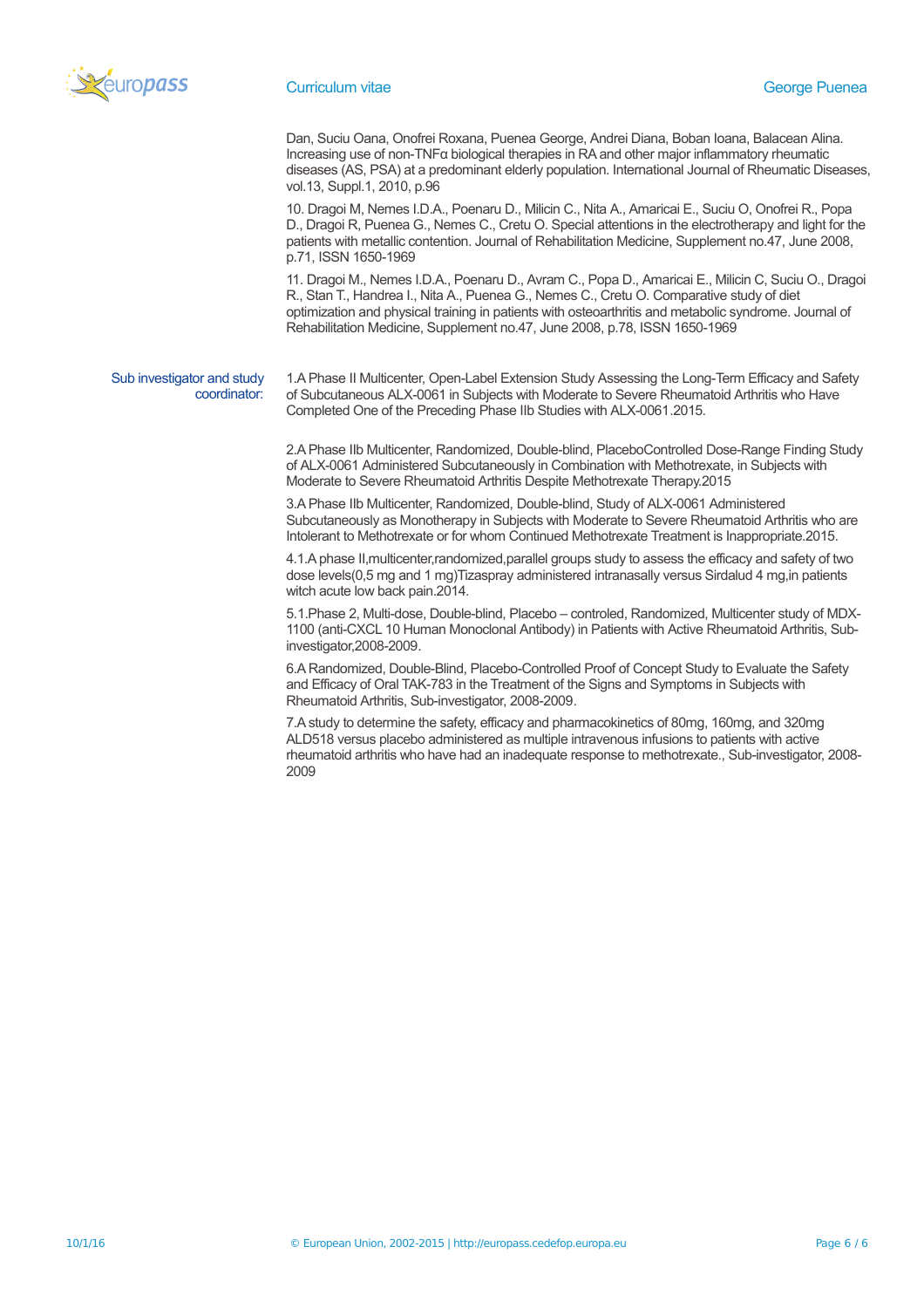Dan, Suciu Oana, Onofrei Roxana, Puenea George, Andrei Diana, Boban Ioana, Balacean Alina. Increasing use of non-TNFα biological therapies in RA and other major inflammatory rheumatic diseases (AS, PSA) at a predominant elderly population. International Journal of Rheumatic Diseases, vol.13, Suppl.1, 2010, p.96

10. Dragoi M, Nemes I.D.A., Poenaru D., Milicin C., Nita A., Amaricai E., Suciu O, Onofrei R., Popa D., Dragoi R, Puenea G., Nemes C., Cretu O. Special attentions in the electrotherapy and light for the patients with metallic contention. Journal of Rehabilitation Medicine, Supplement no.47, June 2008, p.71, ISSN 1650-1969

11. Dragoi M., Nemes I.D.A., Poenaru D., Avram C., Popa D., Amaricai E., Milicin C, Suciu O., Dragoi R., Stan T., Handrea I., Nita A., Puenea G., Nemes C., Cretu O. Comparative study of diet optimization and physical training in patients with osteoarthritis and metabolic syndrome. Journal of Rehabilitation Medicine, Supplement no.47, June 2008, p.78, ISSN 1650-1969

**Sub investigator and study coordinator:**

1.A Phase II Multicenter, Open-Label Extension Study Assessing the Long-Term Efficacy and Safety of Subcutaneous ALX-0061 in Subjects with Moderate to Severe Rheumatoid Arthritis who Have Completed One of the Preceding Phase IIb Studies with ALX-0061.2015.

2.A Phase IIb Multicenter, Randomized, Double-blind, PlaceboControlled Dose-Range Finding Study of ALX-0061 Administered Subcutaneously in Combination with Methotrexate, in Subjects with Moderate to Severe Rheumatoid Arthritis Despite Methotrexate Therapy.2015

3.A Phase IIb Multicenter, Randomized, Double-blind, Study of ALX-0061 Administered Subcutaneously as Monotherapy in Subjects with Moderate to Severe Rheumatoid Arthritis who are Intolerant to Methotrexate or for whom Continued Methotrexate Treatment is Inappropriate.2015.

4.1.A phase II,multicenter,randomized,parallel groups study to assess the efficacy and safety of two dose levels(0,5 mg and 1 mg)Tizaspray administered intranasally versus Sirdalud 4 mg,in patients witch acute low back pain.2014.

5.1.Phase 2, Multi-dose, Double-blind, Placebo – controled, Randomized, Multicenter study of MDX-1100 (anti-CXCL 10 Human Monoclonal Antibody) in Patients with Active Rheumatoid Arthritis, Sub-investigator,2008-2009.

6.A Randomized, Double-Blind, Placebo-Controlled Proof of Concept Study to Evaluate the Safety and Efficacy of Oral TAK-783 in the Treatment of the Signs and Symptoms in Subjects with Rheumatoid Arthritis, Sub-investigator, 2008-2009.

7.A study to determine the safety, efficacy and pharmacokinetics of 80mg, 160mg, and 320mg ALD518 versus placebo administered as multiple intravenous infusions to patients with active rheumatoid arthritis who have had an inadequate response to methotrexate., Sub-investigator, 2008-2009